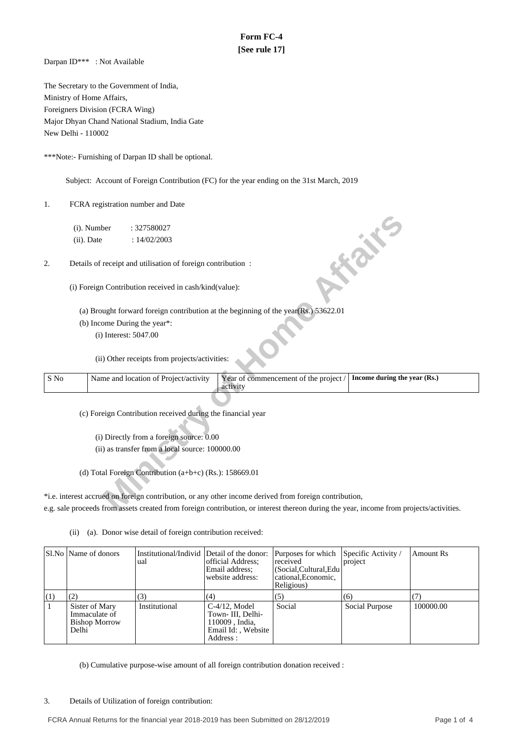# Form FC-4

**[See rule 17]**

Darpan ID*** : Not Available

The Secretary to the Government of India,
Ministry of Home Affairs,
Foreigners Division (FCRA Wing)
Major Dhyan Chand National Stadium, India Gate
New Delhi - 110002

***Note:- Furnishing of Darpan ID shall be optional.

Subject: Account of Foreign Contribution (FC) for the year ending on the 31st March, 2019

1. FCRA registration number and Date

   (i). Number : 327580027
   
   (ii). Date : 14/02/2003

2. Details of receipt and utilisation of foreign contribution :

   (i) Foreign Contribution received in cash/kind(value):

   (a) Brought forward foreign contribution at the beginning of the year(Rs.) 53622.01
   
   (b) Income During the year*:
   
   (i) Interest: 5047.00
   
   (ii) Other receipts from projects/activities:

| S No | Name and location of Project/activity | Year of commencement of the project / activity | **Income during the year (Rs.)** |
|---|---|---|---|

   (c) Foreign Contribution received during the financial year
   
   (i) Directly from a foreign source: 0.00
   
   (ii) as transfer from a local source: 100000.00
   
   (d) Total Foreign Contribution (a+b+c) (Rs.): 158669.01

*i.e. interest accrued on foreign contribution, or any other income derived from foreign contribution, e.g. sale proceeds from assets created from foreign contribution, or interest thereon during the year, income from projects/activities.

(ii) (a). Donor wise detail of foreign contribution received:

| Sl.No | Name of donors | Institutional/Individual | Detail of the donor: official Address; Email address; website address: | Purposes for which received (Social,Cultural,Educational,Economic, Religious) | Specific Activity / project | Amount Rs |
|---|---|---|---|---|---|---|
| (1) | (2) | (3) | (4) | (5) | (6) | (7) |
| 1 | Sister of Mary Immaculate of Bishop Morrow Delhi | Institutional | C-4/12, Model Town- III, Delhi-110009 , India, Email Id: , Website Address : | Social | Social Purpose | 100000.00 |

(b) Cumulative purpose-wise amount of all foreign contribution donation received :

3. Details of Utilization of foreign contribution: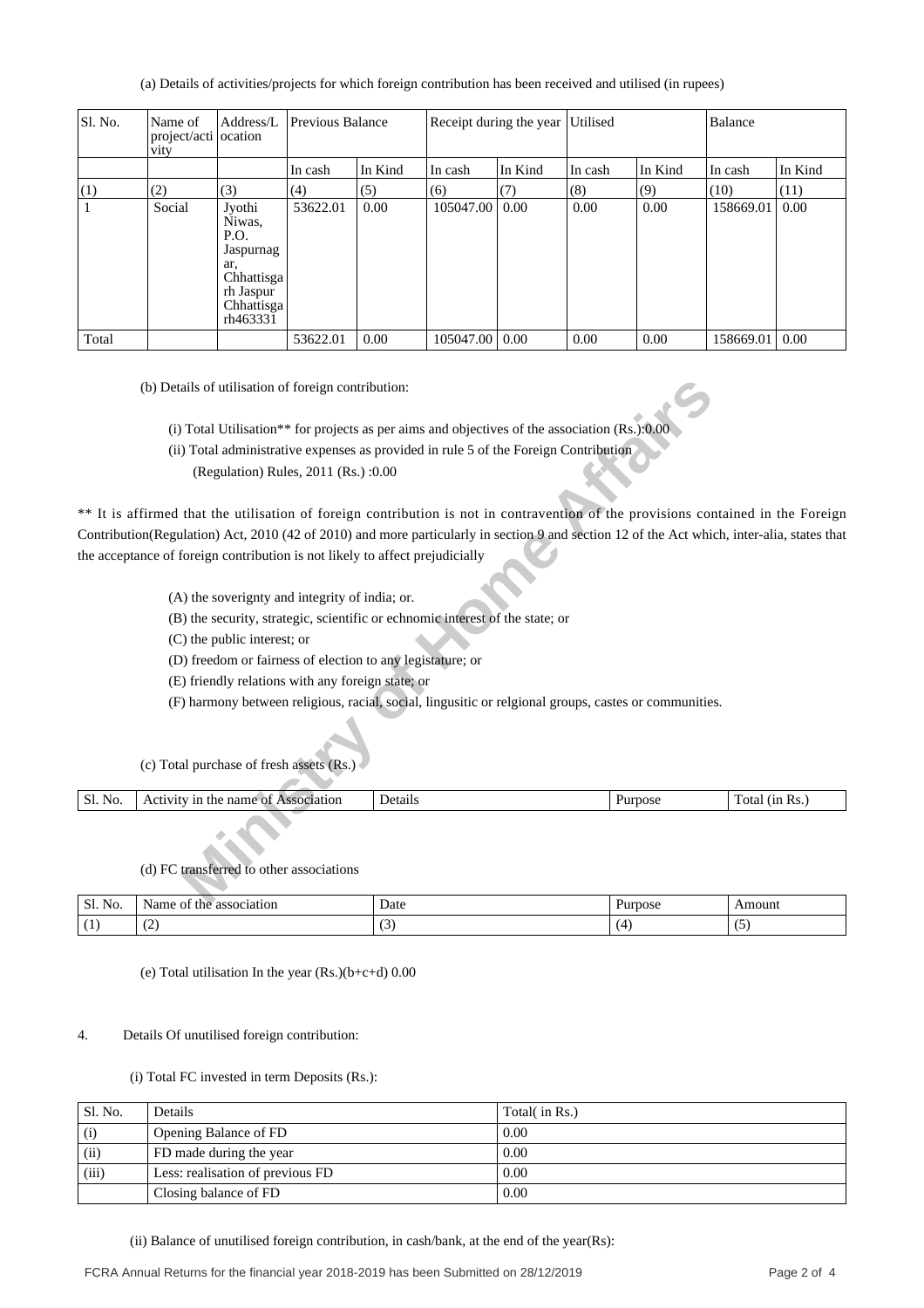(a) Details of activities/projects for which foreign contribution has been received and utilised (in rupees)

| Sl. No. | Name of project/activity | Address/Location | Previous Balance | | Receipt during the year | | Utilised | | Balance | |
|---|---|---|---|---|---|---|---|---|---|---|
| | | | In cash | In Kind | In cash | In Kind | In cash | In Kind | In cash | In Kind |
| (1) | (2) | (3) | (4) | (5) | (6) | (7) | (8) | (9) | (10) | (11) |
| 1 | Social | Jyothi Niwas, P.O. Jaspurnagar, Chhattisgarh Jaspur Chhattisgarh463331 | 53622.01 | 0.00 | 105047.00 | 0.00 | 0.00 | 0.00 | 158669.01 | 0.00 |
| Total | | | 53622.01 | 0.00 | 105047.00 | 0.00 | 0.00 | 0.00 | 158669.01 | 0.00 |

(b) Details of utilisation of foreign contribution:

(i) Total Utilisation** for projects as per aims and objectives of the association (Rs.):0.00

(ii) Total administrative expenses as provided in rule 5 of the Foreign Contribution (Regulation) Rules, 2011 (Rs.) :0.00

** It is affirmed that the utilisation of foreign contribution is not in contravention of the provisions contained in the Foreign Contribution(Regulation) Act, 2010 (42 of 2010) and more particularly in section 9 and section 12 of the Act which, inter-alia, states that the acceptance of foreign contribution is not likely to affect prejudicially

(A) the soverignty and integrity of india; or.

(B) the security, strategic, scientific or echnomic interest of the state; or

(C) the public interest; or

(D) freedom or fairness of election to any legistature; or

(E) friendly relations with any foreign state; or

(F) harmony between religious, racial, social, lingusitic or relgional groups, castes or communities.

(c) Total purchase of fresh assets (Rs.)

| Sl. No. | Activity in the name of Association | Details | Purpose | Total (in Rs.) |
|---|---|---|---|---|

(d) FC transferred to other associations

| Sl. No. | Name of the association | Date | Purpose | Amount |
|---|---|---|---|---|
| (1) | (2) | (3) | (4) | (5) |

(e) Total utilisation In the year (Rs.)(b+c+d) 0.00

4. Details Of unutilised foreign contribution:

(i) Total FC invested in term Deposits (Rs.):

| Sl. No. | Details | Total( in Rs.) |
|---|---|---|
| (i) | Opening Balance of FD | 0.00 |
| (ii) | FD made during the year | 0.00 |
| (iii) | Less: realisation of previous FD | 0.00 |
| | Closing balance of FD | 0.00 |

(ii) Balance of unutilised foreign contribution, in cash/bank, at the end of the year(Rs):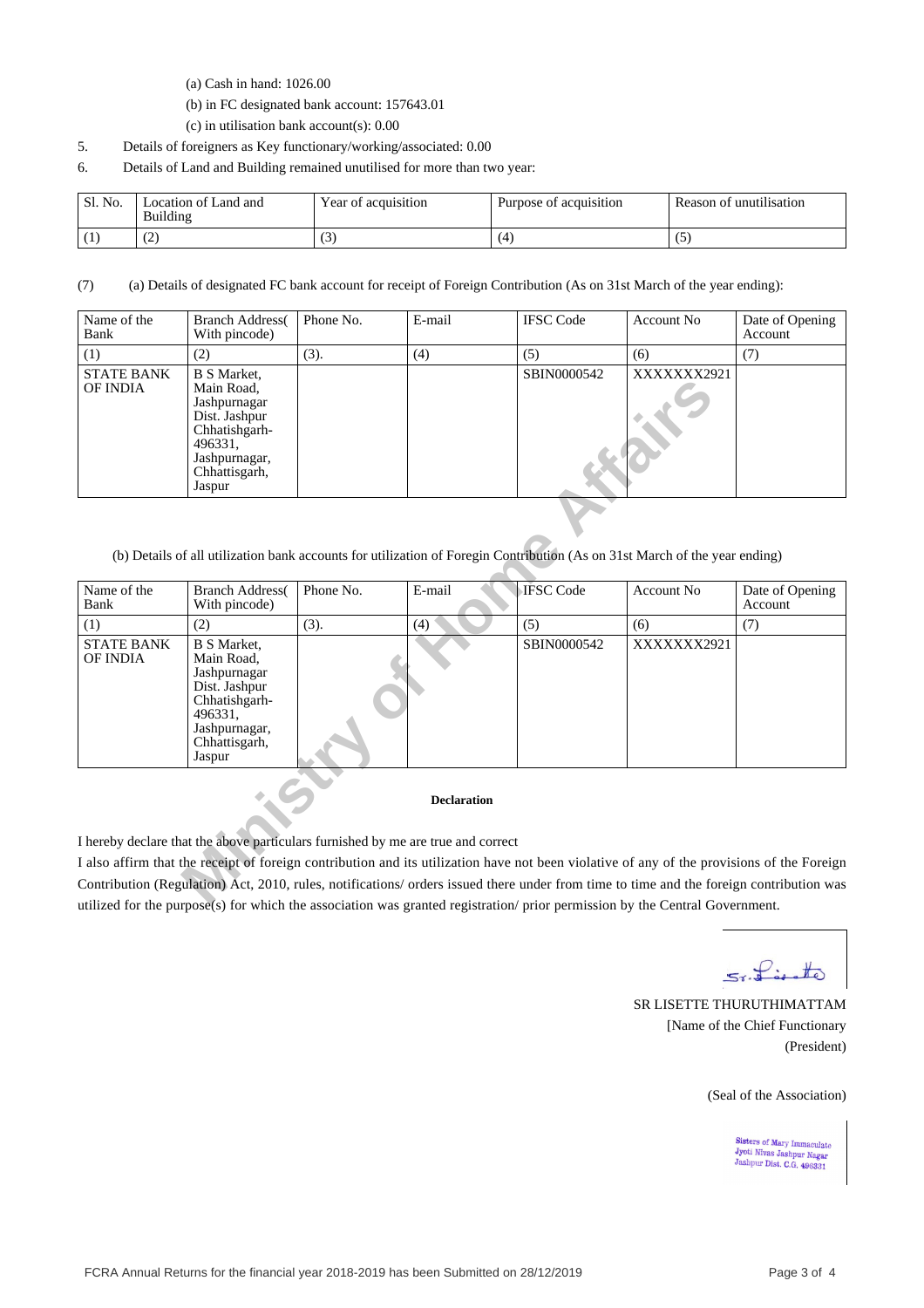(a) Cash in hand: 1026.00

(b) in FC designated bank account: 157643.01

(c) in utilisation bank account(s): 0.00

5. Details of foreigners as Key functionary/working/associated: 0.00

6. Details of Land and Building remained unutilised for more than two year:

| Sl. No. | Location of Land and Building | Year of acquisition | Purpose of acquisition | Reason of unutilisation |
|---|---|---|---|---|
| (1) | (2) | (3) | (4) | (5) |

(7) (a) Details of designated FC bank account for receipt of Foreign Contribution (As on 31st March of the year ending):

| Name of the Bank | Branch Address( With pincode) | Phone No. | E-mail | IFSC Code | Account No | Date of Opening Account |
|---|---|---|---|---|---|---|
| (1) | (2) | (3). | (4) | (5) | (6) | (7) |
| STATE BANK OF INDIA | B S Market, Main Road, Jashpurnagar Dist. Jashpur Chhatishgarh-496331, Jashpurnagar, Chhattisgarh, Jaspur | | | SBIN0000542 | XXXXXXX2921 | |

(b) Details of all utilization bank accounts for utilization of Foregin Contribution (As on 31st March of the year ending)

| Name of the Bank | Branch Address( With pincode) | Phone No. | E-mail | IFSC Code | Account No | Date of Opening Account |
|---|---|---|---|---|---|---|
| (1) | (2) | (3). | (4) | (5) | (6) | (7) |
| STATE BANK OF INDIA | B S Market, Main Road, Jashpurnagar Dist. Jashpur Chhatishgarh-496331, Jashpurnagar, Chhattisgarh, Jaspur | | | SBIN0000542 | XXXXXXX2921 | |

**Declaration**

I hereby declare that the above particulars furnished by me are true and correct

I also affirm that the receipt of foreign contribution and its utilization have not been violative of any of the provisions of the Foreign Contribution (Regulation) Act, 2010, rules, notifications/ orders issued there under from time to time and the foreign contribution was utilized for the purpose(s) for which the association was granted registration/ prior permission by the Central Government.

SR LISETTE THURUTHIMATTAM
[Name of the Chief Functionary
(President)

(Seal of the Association)

Sisters of Mary Immaculate
Jyoti Nivas Jashpur Nagar
Jashpur Dist. C.G. 496331